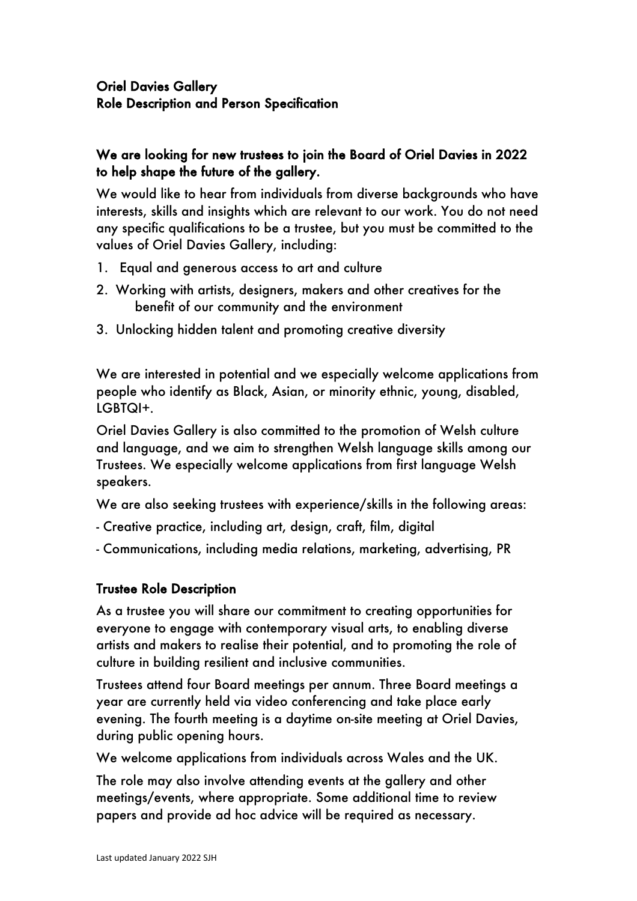**Oriel Davies Gallery**
**Role Description and Person Specification**

## We are looking for new trustees to join the Board of Oriel Davies in 2022 to help shape the future of the gallery.

We would like to hear from individuals from diverse backgrounds who have interests, skills and insights which are relevant to our work. You do not need any specific qualifications to be a trustee, but you must be committed to the values of Oriel Davies Gallery, including:

1. Equal and generous access to art and culture
2. Working with artists, designers, makers and other creatives for the benefit of our community and the environment
3. Unlocking hidden talent and promoting creative diversity

We are interested in potential and we especially welcome applications from people who identify as Black, Asian, or minority ethnic, young, disabled, LGBTQI+.

Oriel Davies Gallery is also committed to the promotion of Welsh culture and language, and we aim to strengthen Welsh language skills among our Trustees. We especially welcome applications from first language Welsh speakers.

We are also seeking trustees with experience/skills in the following areas:

- Creative practice, including art, design, craft, film, digital
- Communications, including media relations, marketing, advertising, PR

## Trustee Role Description

As a trustee you will share our commitment to creating opportunities for everyone to engage with contemporary visual arts, to enabling diverse artists and makers to realise their potential, and to promoting the role of culture in building resilient and inclusive communities.

Trustees attend four Board meetings per annum. Three Board meetings a year are currently held via video conferencing and take place early evening. The fourth meeting is a daytime on-site meeting at Oriel Davies, during public opening hours.

We welcome applications from individuals across Wales and the UK.

The role may also involve attending events at the gallery and other meetings/events, where appropriate. Some additional time to review papers and provide ad hoc advice will be required as necessary.

Last updated January 2022 SJH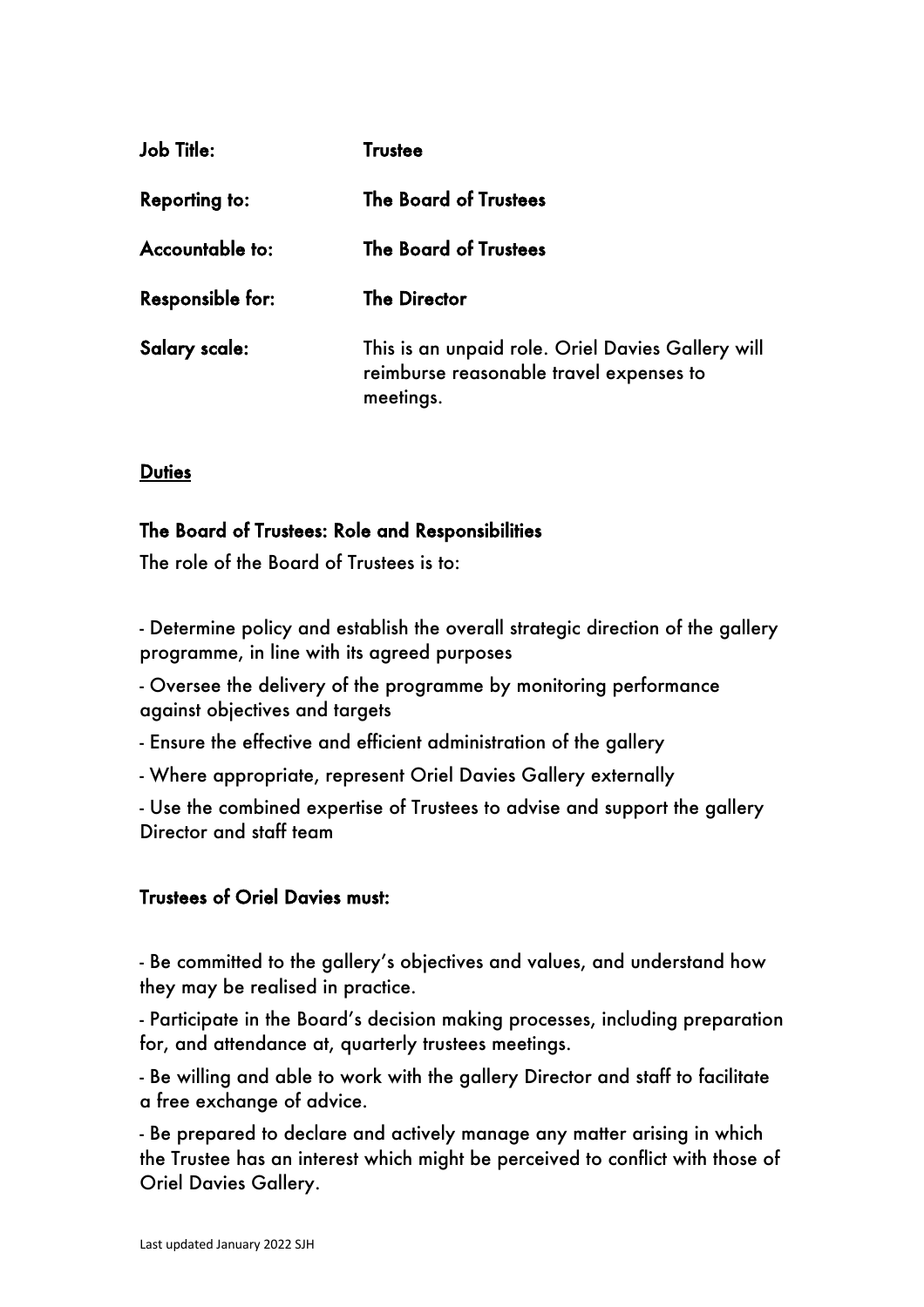| | |
|---|---|
| **Job Title:** | **Trustee** |
| **Reporting to:** | **The Board of Trustees** |
| **Accountable to:** | **The Board of Trustees** |
| **Responsible for:** | **The Director** |
| **Salary scale:** | This is an unpaid role. Oriel Davies Gallery will reimburse reasonable travel expenses to meetings. |

**Duties**

**The Board of Trustees: Role and Responsibilities**

The role of the Board of Trustees is to:

- Determine policy and establish the overall strategic direction of the gallery programme, in line with its agreed purposes
- Oversee the delivery of the programme by monitoring performance against objectives and targets
- Ensure the effective and efficient administration of the gallery
- Where appropriate, represent Oriel Davies Gallery externally
- Use the combined expertise of Trustees to advise and support the gallery Director and staff team

**Trustees of Oriel Davies must:**

- Be committed to the gallery's objectives and values, and understand how they may be realised in practice.
- Participate in the Board's decision making processes, including preparation for, and attendance at, quarterly trustees meetings.
- Be willing and able to work with the gallery Director and staff to facilitate a free exchange of advice.
- Be prepared to declare and actively manage any matter arising in which the Trustee has an interest which might be perceived to conflict with those of Oriel Davies Gallery.

Last updated January 2022 SJH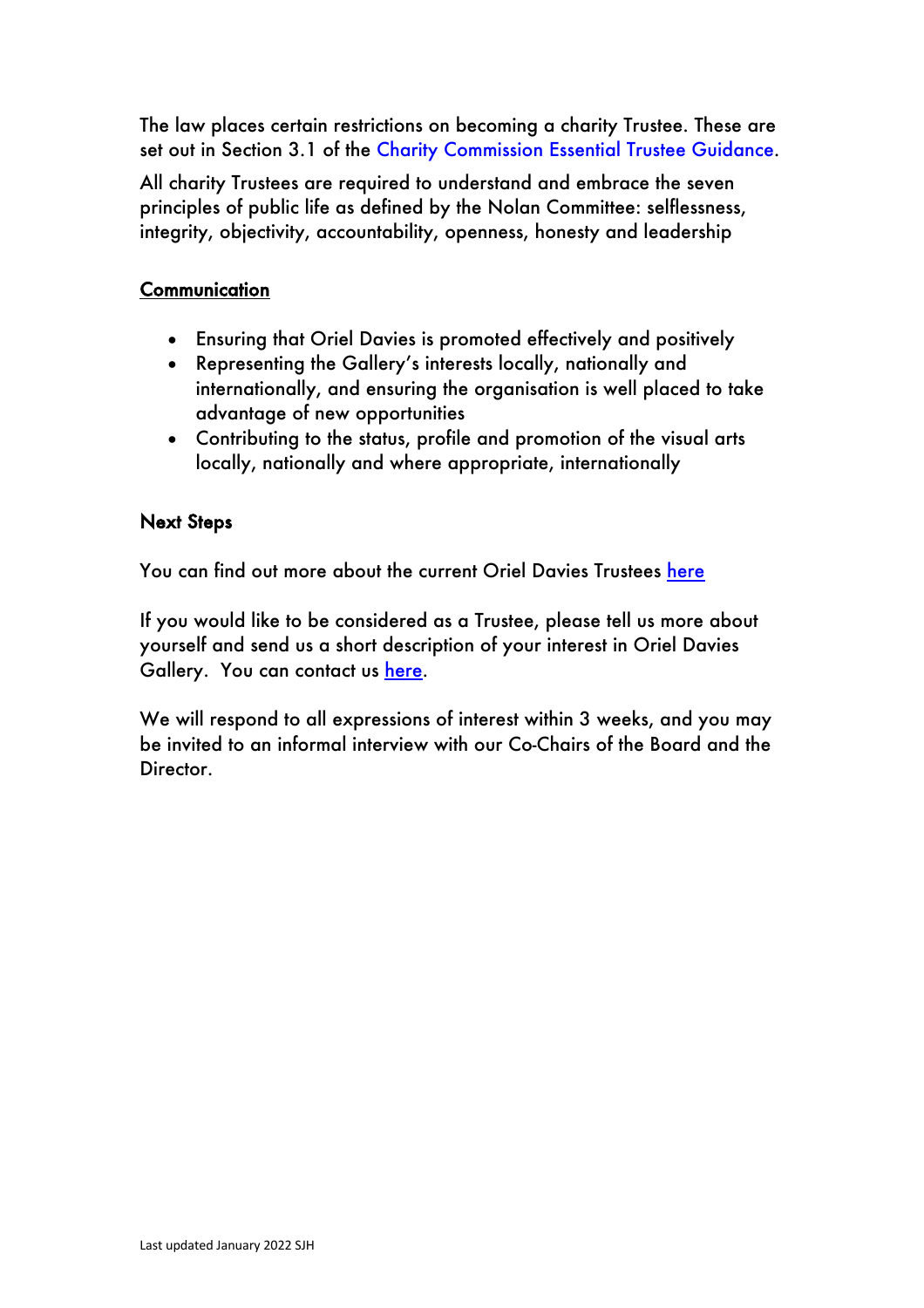The law places certain restrictions on becoming a charity Trustee. These are set out in Section 3.1 of the Charity Commission Essential Trustee Guidance.

All charity Trustees are required to understand and embrace the seven principles of public life as defined by the Nolan Committee: selflessness, integrity, objectivity, accountability, openness, honesty and leadership

## Communication

- Ensuring that Oriel Davies is promoted effectively and positively
- Representing the Gallery's interests locally, nationally and internationally, and ensuring the organisation is well placed to take advantage of new opportunities
- Contributing to the status, profile and promotion of the visual arts locally, nationally and where appropriate, internationally

## Next Steps

You can find out more about the current Oriel Davies Trustees here

If you would like to be considered as a Trustee, please tell us more about yourself and send us a short description of your interest in Oriel Davies Gallery. You can contact us here.

We will respond to all expressions of interest within 3 weeks, and you may be invited to an informal interview with our Co-Chairs of the Board and the Director.

Last updated January 2022 SJH